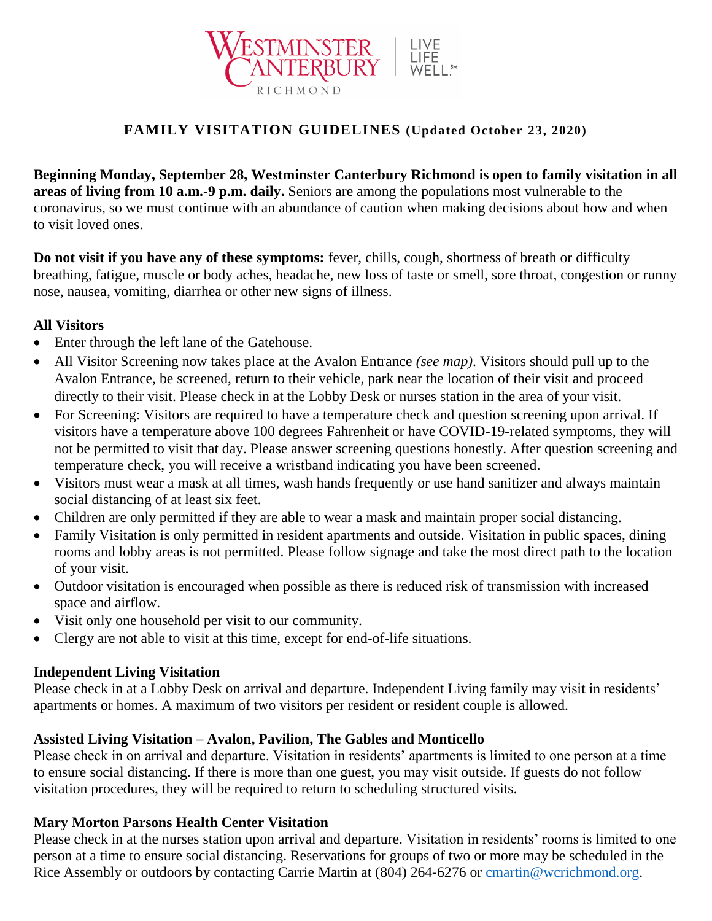# FAMILY VISITATION GUIDELINES (Updated October 23, 2020)

**Beginning Monday, September 28, Westminster Canterbury Richmond is open to family visitation in all areas of living from 10 a.m.-9 p.m. daily.** Seniors are among the populations most vulnerable to the coronavirus, so we must continue with an abundance of caution when making decisions about how and when to visit loved ones.

**Do not visit if you have any of these symptoms:** fever, chills, cough, shortness of breath or difficulty breathing, fatigue, muscle or body aches, headache, new loss of taste or smell, sore throat, congestion or runny nose, nausea, vomiting, diarrhea or other new signs of illness.

### All Visitors

- Enter through the left lane of the Gatehouse.
- All Visitor Screening now takes place at the Avalon Entrance *(see map)*. Visitors should pull up to the Avalon Entrance, be screened, return to their vehicle, park near the location of their visit and proceed directly to their visit. Please check in at the Lobby Desk or nurses station in the area of your visit.
- For Screening: Visitors are required to have a temperature check and question screening upon arrival. If visitors have a temperature above 100 degrees Fahrenheit or have COVID-19-related symptoms, they will not be permitted to visit that day. Please answer screening questions honestly. After question screening and temperature check, you will receive a wristband indicating you have been screened.
- Visitors must wear a mask at all times, wash hands frequently or use hand sanitizer and always maintain social distancing of at least six feet.
- Children are only permitted if they are able to wear a mask and maintain proper social distancing.
- Family Visitation is only permitted in resident apartments and outside. Visitation in public spaces, dining rooms and lobby areas is not permitted. Please follow signage and take the most direct path to the location of your visit.
- Outdoor visitation is encouraged when possible as there is reduced risk of transmission with increased space and airflow.
- Visit only one household per visit to our community.
- Clergy are not able to visit at this time, except for end-of-life situations.

### Independent Living Visitation

Please check in at a Lobby Desk on arrival and departure. Independent Living family may visit in residents' apartments or homes. A maximum of two visitors per resident or resident couple is allowed.

### Assisted Living Visitation – Avalon, Pavilion, The Gables and Monticello

Please check in on arrival and departure. Visitation in residents' apartments is limited to one person at a time to ensure social distancing. If there is more than one guest, you may visit outside. If guests do not follow visitation procedures, they will be required to return to scheduling structured visits.

### Mary Morton Parsons Health Center Visitation

Please check in at the nurses station upon arrival and departure. Visitation in residents' rooms is limited to one person at a time to ensure social distancing. Reservations for groups of two or more may be scheduled in the Rice Assembly or outdoors by contacting Carrie Martin at (804) 264-6276 or cmartin@wcrichmond.org.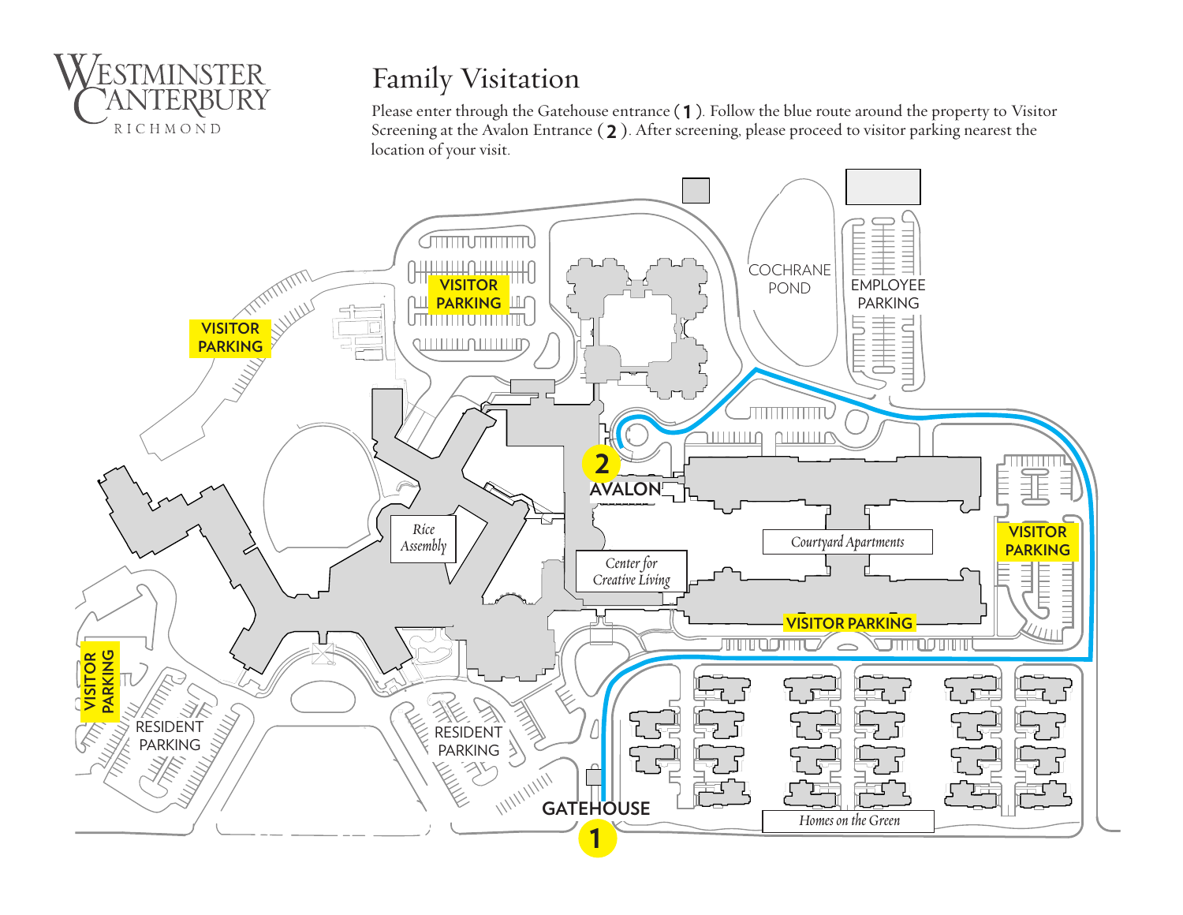WESTMINSTER CANTERBURY RICHMOND

# Family Visitation

Please enter through the Gatehouse entrance ( **1** ). Follow the blue route around the property to Visitor Screening at the Avalon Entrance ( **2** ). After screening, please proceed to visitor parking nearest the location of your visit.

VISITOR PARKING

VISITOR PARKING

COCHRANE POND

EMPLOYEE PARKING

2

AVALON

*Rice Assembly*

*Courtyard Apartments*

*Center for Creative Living*

VISITOR PARKING

VISITOR PARKING

VISITOR PARKING

RESIDENT PARKING

RESIDENT PARKING

GATEHOUSE

1

*Homes on the Green*